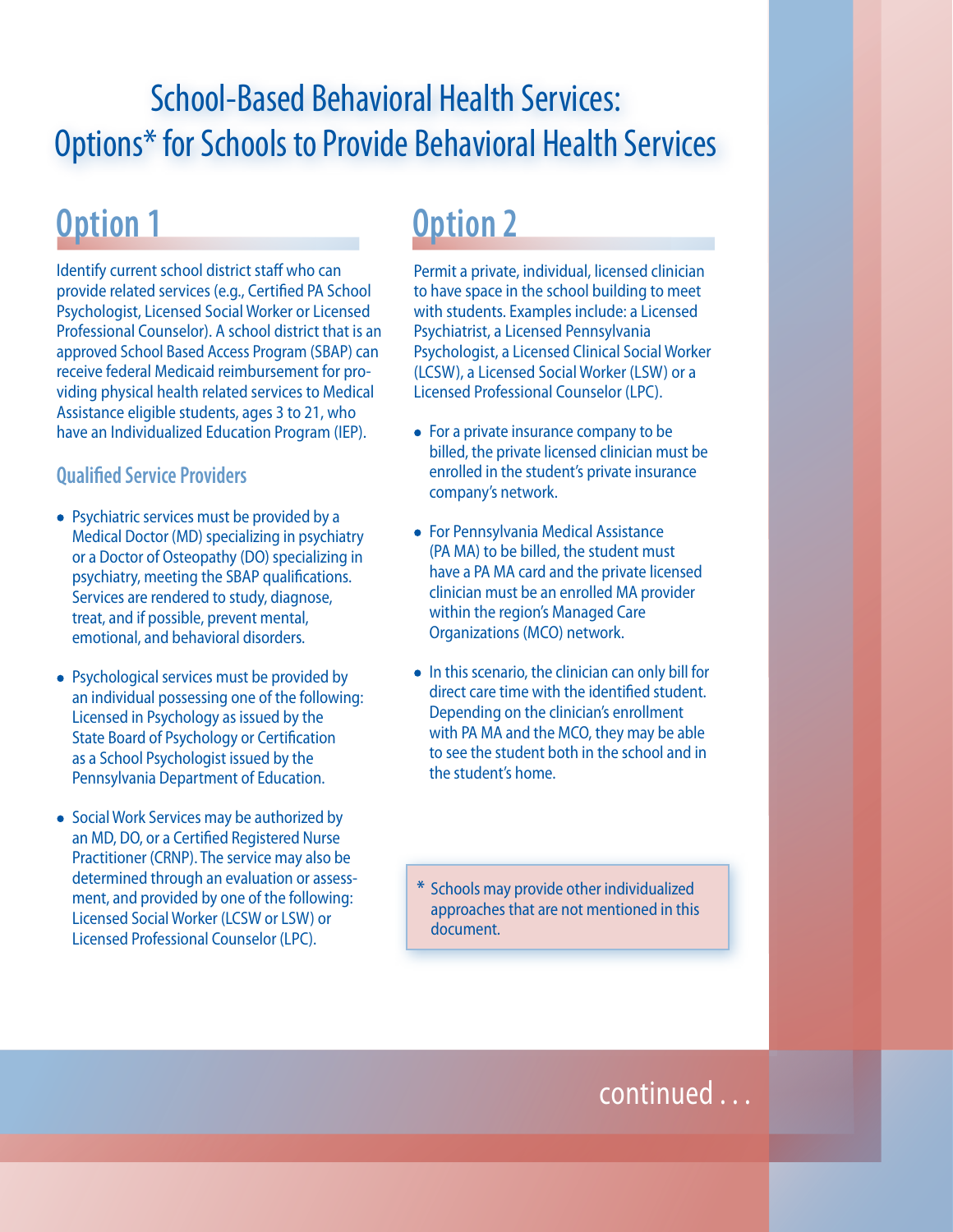# School-Based Behavioral Health Services: Options* for Schools to Provide Behavioral Health Services

## Option 1

Identify current school district staff who can provide related services (e.g., Certified PA School Psychologist, Licensed Social Worker or Licensed Professional Counselor). A school district that is an approved School Based Access Program (SBAP) can receive federal Medicaid reimbursement for providing physical health related services to Medical Assistance eligible students, ages 3 to 21, who have an Individualized Education Program (IEP).

### Qualified Service Providers

- Psychiatric services must be provided by a Medical Doctor (MD) specializing in psychiatry or a Doctor of Osteopathy (DO) specializing in psychiatry, meeting the SBAP qualifications. Services are rendered to study, diagnose, treat, and if possible, prevent mental, emotional, and behavioral disorders.
- Psychological services must be provided by an individual possessing one of the following: Licensed in Psychology as issued by the State Board of Psychology or Certification as a School Psychologist issued by the Pennsylvania Department of Education.
- Social Work Services may be authorized by an MD, DO, or a Certified Registered Nurse Practitioner (CRNP). The service may also be determined through an evaluation or assessment, and provided by one of the following: Licensed Social Worker (LCSW or LSW) or Licensed Professional Counselor (LPC).

## Option 2

Permit a private, individual, licensed clinician to have space in the school building to meet with students. Examples include: a Licensed Psychiatrist, a Licensed Pennsylvania Psychologist, a Licensed Clinical Social Worker (LCSW), a Licensed Social Worker (LSW) or a Licensed Professional Counselor (LPC).

- For a private insurance company to be billed, the private licensed clinician must be enrolled in the student's private insurance company's network.
- For Pennsylvania Medical Assistance (PA MA) to be billed, the student must have a PA MA card and the private licensed clinician must be an enrolled MA provider within the region's Managed Care Organizations (MCO) network.
- In this scenario, the clinician can only bill for direct care time with the identified student. Depending on the clinician's enrollment with PA MA and the MCO, they may be able to see the student both in the school and in the student's home.

\* Schools may provide other individualized approaches that are not mentioned in this document.

continued . . .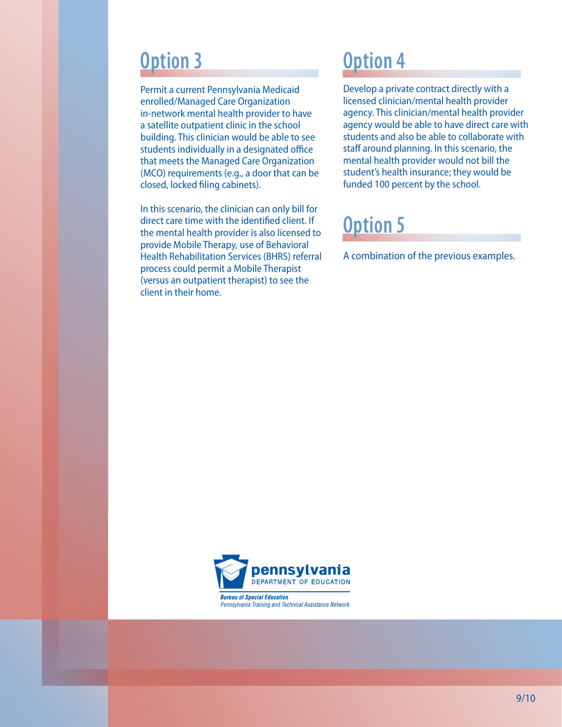## Option 3

Permit a current Pennsylvania Medicaid enrolled/Managed Care Organization in-network mental health provider to have a satellite outpatient clinic in the school building. This clinician would be able to see students individually in a designated office that meets the Managed Care Organization (MCO) requirements (e.g., a door that can be closed, locked filing cabinets).

In this scenario, the clinician can only bill for direct care time with the identified client. If the mental health provider is also licensed to provide Mobile Therapy, use of Behavioral Health Rehabilitation Services (BHRS) referral process could permit a Mobile Therapist (versus an outpatient therapist) to see the client in their home.

## Option 4

Develop a private contract directly with a licensed clinician/mental health provider agency. This clinician/mental health provider agency would be able to have direct care with students and also be able to collaborate with staff around planning. In this scenario, the mental health provider would not bill the student's health insurance; they would be funded 100 percent by the school.

## Option 5

A combination of the previous examples.

pennsylvania
DEPARTMENT OF EDUCATION

*Bureau of Special Education*
*Pennsylvania Training and Technical Assistance Network*